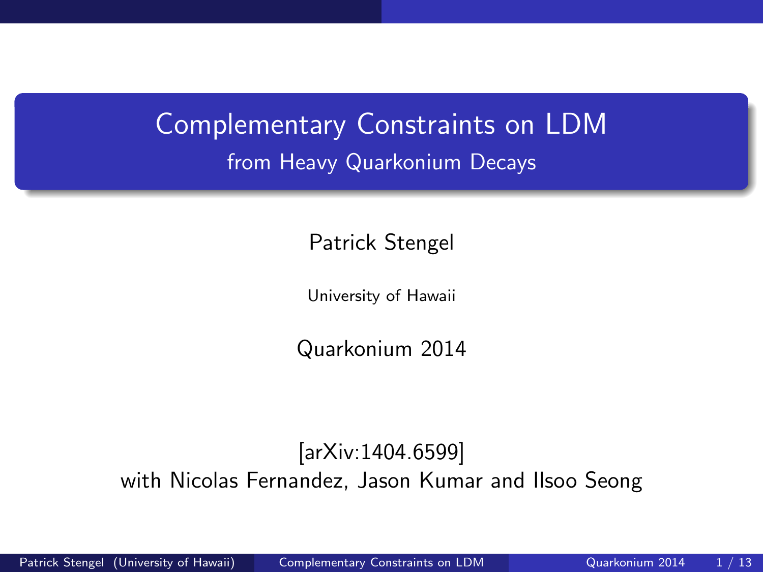# Complementary Constraints on LDM

## from Heavy Quarkonium Decays

Patrick Stengel

University of Hawaii

Quarkonium 2014

[arXiv:1404.6599]

with Nicolas Fernandez, Jason Kumar and Ilsoo Seong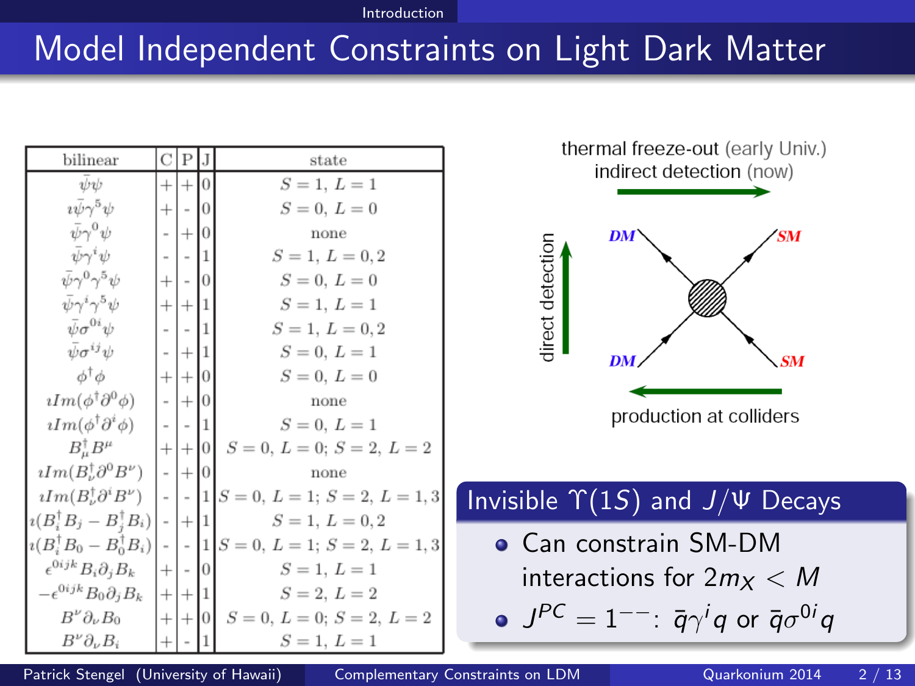# Model Independent Constraints on Light Dark Matter

| bilinear | C | P | J | state |
|---|---|---|---|---|
| $\bar{\psi}\psi$ | + | + | 0 | $S=1,\ L=1$ |
| $i\bar{\psi}\gamma^5\psi$ | + | - | 0 | $S=0,\ L=0$ |
| $\bar{\psi}\gamma^0\psi$ | - | + | 0 | none |
| $\bar{\psi}\gamma^i\psi$ | - | - | 1 | $S=1,\ L=0,2$ |
| $\bar{\psi}\gamma^0\gamma^5\psi$ | + | - | 0 | $S=0,\ L=0$ |
| $\bar{\psi}\gamma^i\gamma^5\psi$ | + | + | 1 | $S=1,\ L=1$ |
| $\bar{\psi}\sigma^{0i}\psi$ | - | - | 1 | $S=1,\ L=0,2$ |
| $\bar{\psi}\sigma^{ij}\psi$ | - | + | 1 | $S=0,\ L=1$ |
| $\phi^\dagger\phi$ | + | + | 0 | $S=0,\ L=0$ |
| $iIm(\phi^\dagger\partial^0\phi)$ | - | + | 0 | none |
| $iIm(\phi^\dagger\partial^i\phi)$ | - | - | 1 | $S=0,\ L=1$ |
| $B^\dagger_\mu B^\mu$ | + | + | 0 | $S=0,\ L=0;\ S=2,\ L=2$ |
| $iIm(B^\dagger_\nu\partial^0 B^\nu)$ | - | + | 0 | none |
| $iIm(B^\dagger_\nu\partial^i B^\nu)$ | - | - | 1 | $S=0,\ L=1;\ S=2,\ L=1,3$ |
| $i(B^\dagger_i B_j - B^\dagger_j B_i)$ | - | + | 1 | $S=1,\ L=0,2$ |
| $i(B^\dagger_i B_0 - B^\dagger_0 B_i)$ | - | - | 1 | $S=0,\ L=1;\ S=2,\ L=1,3$ |
| $\epsilon^{0ijk}B_i\partial_j B_k$ | + | - | 0 | $S=1,\ L=1$ |
| $-\epsilon^{0ijk}B_0\partial_j B_k$ | + | + | 1 | $S=2,\ L=2$ |
| $B^\nu\partial_\nu B_0$ | + | + | 0 | $S=0,\ L=0;\ S=2,\ L=2$ |
| $B^\nu\partial_\nu B_i$ | + | - | 1 | $S=1,\ L=1$ |

thermal freeze-out (early Univ.)
indirect detection (now)

direct detection

production at colliders

DM, DM, SM, SM

## Invisible $\Upsilon(1S)$ and $J/\Psi$ Decays

- Can constrain SM-DM interactions for $2m_X < M$
- $J^{PC} = 1^{--}$: $\bar{q}\gamma^i q$ or $\bar{q}\sigma^{0i}q$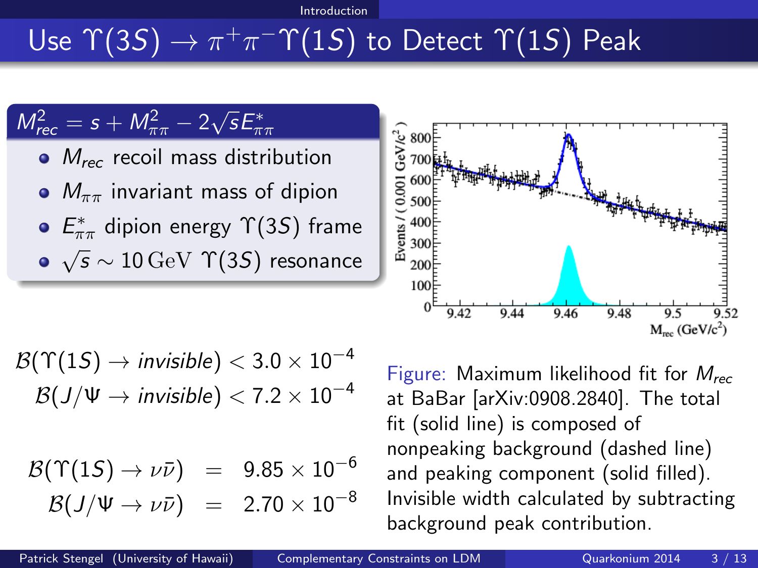# Use $\Upsilon(3S) \to \pi^+\pi^-\Upsilon(1S)$ to Detect $\Upsilon(1S)$ Peak

$$M_{rec}^2 = s + M_{\pi\pi}^2 - 2\sqrt{s}E_{\pi\pi}^*$$

- $M_{rec}$ recoil mass distribution
- $M_{\pi\pi}$ invariant mass of dipion
- $E_{\pi\pi}^*$ dipion energy $\Upsilon(3S)$ frame
- $\sqrt{s} \sim 10\,\mathrm{GeV}$ $\Upsilon(3S)$ resonance

$$\mathcal{B}(\Upsilon(1S) \to invisible) < 3.0 \times 10^{-4}$$
$$\mathcal{B}(J/\Psi \to invisible) < 7.2 \times 10^{-4}$$

$$\mathcal{B}(\Upsilon(1S) \to \nu\bar{\nu}) = 9.85 \times 10^{-6}$$
$$\mathcal{B}(J/\Psi \to \nu\bar{\nu}) = 2.70 \times 10^{-8}$$

Figure: Maximum likelihood fit for $M_{rec}$ at BaBar [arXiv:0908.2840]. The total fit (solid line) is composed of nonpeaking background (dashed line) and peaking component (solid filled). Invisible width calculated by subtracting background peak contribution.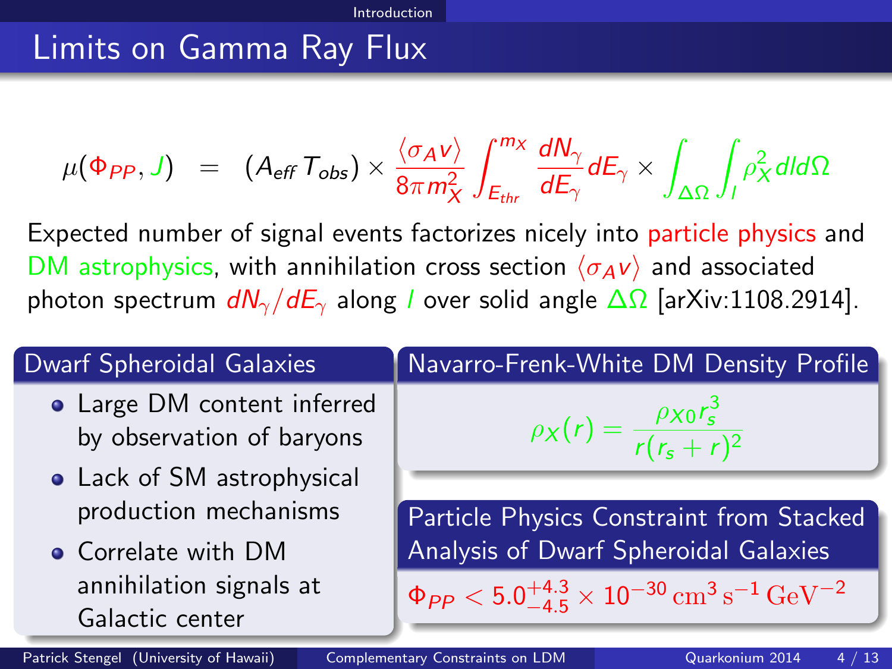## Limits on Gamma Ray Flux

$$\mu(\Phi_{PP}, J) = (A_{eff} T_{obs}) \times \frac{\langle \sigma_A v \rangle}{8\pi m_X^2} \int_{E_{thr}}^{m_X} \frac{dN_\gamma}{dE_\gamma} dE_\gamma \times \int_{\Delta\Omega} \int_l \rho_X^2 \, dl \, d\Omega$$

Expected number of signal events factorizes nicely into particle physics and DM astrophysics, with annihilation cross section $\langle \sigma_A v \rangle$ and associated photon spectrum $dN_\gamma / dE_\gamma$ along $l$ over solid angle $\Delta\Omega$ [arXiv:1108.2914].

### Dwarf Spheroidal Galaxies

- Large DM content inferred by observation of baryons
- Lack of SM astrophysical production mechanisms
- Correlate with DM annihilation signals at Galactic center

### Navarro-Frenk-White DM Density Profile

$$\rho_X(r) = \frac{\rho_{X0} r_s^3}{r(r_s + r)^2}$$

### Particle Physics Constraint from Stacked Analysis of Dwarf Spheroidal Galaxies

$$\Phi_{PP} < 5.0^{+4.3}_{-4.5} \times 10^{-30} \, \mathrm{cm}^3 \, \mathrm{s}^{-1} \, \mathrm{GeV}^{-2}$$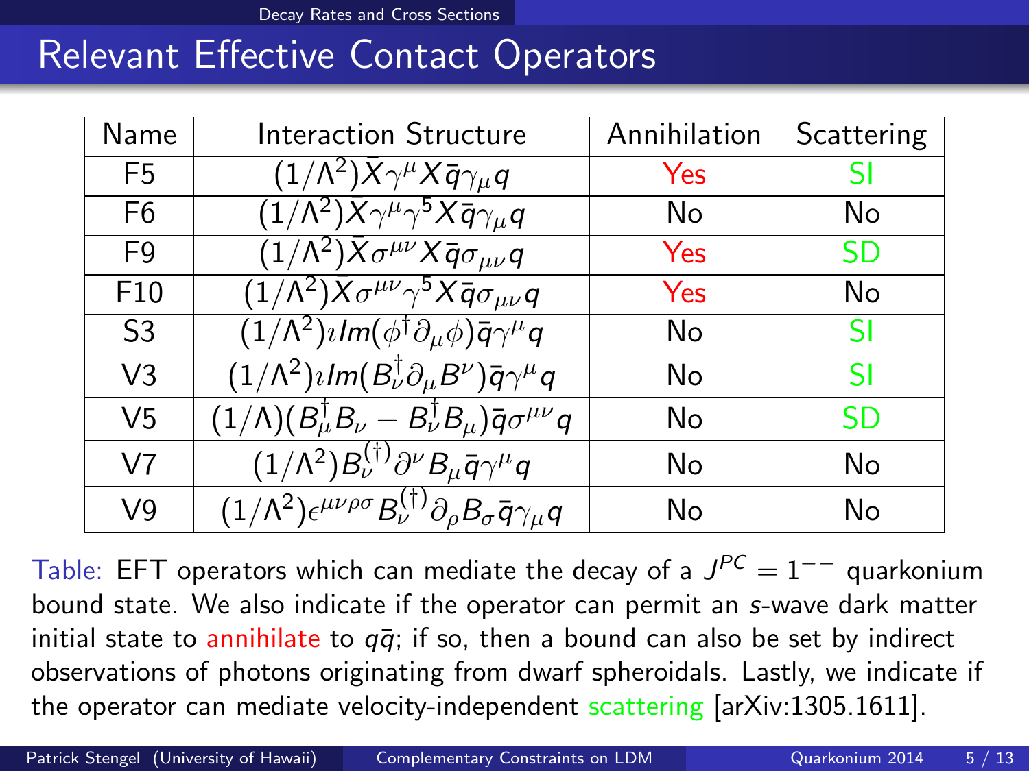# Relevant Effective Contact Operators

| Name | Interaction Structure | Annihilation | Scattering |
|---|---|---|---|
| F5 | $(1/\Lambda^2)\bar{X}\gamma^\mu X\bar{q}\gamma_\mu q$ | Yes | SI |
| F6 | $(1/\Lambda^2)\bar{X}\gamma^\mu\gamma^5 X\bar{q}\gamma_\mu q$ | No | No |
| F9 | $(1/\Lambda^2)\bar{X}\sigma^{\mu\nu} X\bar{q}\sigma_{\mu\nu} q$ | Yes | SD |
| F10 | $(1/\Lambda^2)\bar{X}\sigma^{\mu\nu}\gamma^5 X\bar{q}\sigma_{\mu\nu} q$ | Yes | No |
| S3 | $(1/\Lambda^2)\imath Im(\phi^\dagger\partial_\mu\phi)\bar{q}\gamma^\mu q$ | No | SI |
| V3 | $(1/\Lambda^2)\imath Im(B_\nu^\dagger\partial_\mu B^\nu)\bar{q}\gamma^\mu q$ | No | SI |
| V5 | $(1/\Lambda)(B_\mu^\dagger B_\nu - B_\nu^\dagger B_\mu)\bar{q}\sigma^{\mu\nu} q$ | No | SD |
| V7 | $(1/\Lambda^2)B_\nu^{(\dagger)}\partial^\nu B_\mu\bar{q}\gamma^\mu q$ | No | No |
| V9 | $(1/\Lambda^2)\epsilon^{\mu\nu\rho\sigma}B_\nu^{(\dagger)}\partial_\rho B_\sigma\bar{q}\gamma_\mu q$ | No | No |

Table: EFT operators which can mediate the decay of a $J^{PC} = 1^{--}$ quarkonium bound state. We also indicate if the operator can permit an *s*-wave dark matter initial state to annihilate to $q\bar{q}$; if so, then a bound can also be set by indirect observations of photons originating from dwarf spheroidals. Lastly, we indicate if the operator can mediate velocity-independent scattering [arXiv:1305.1611].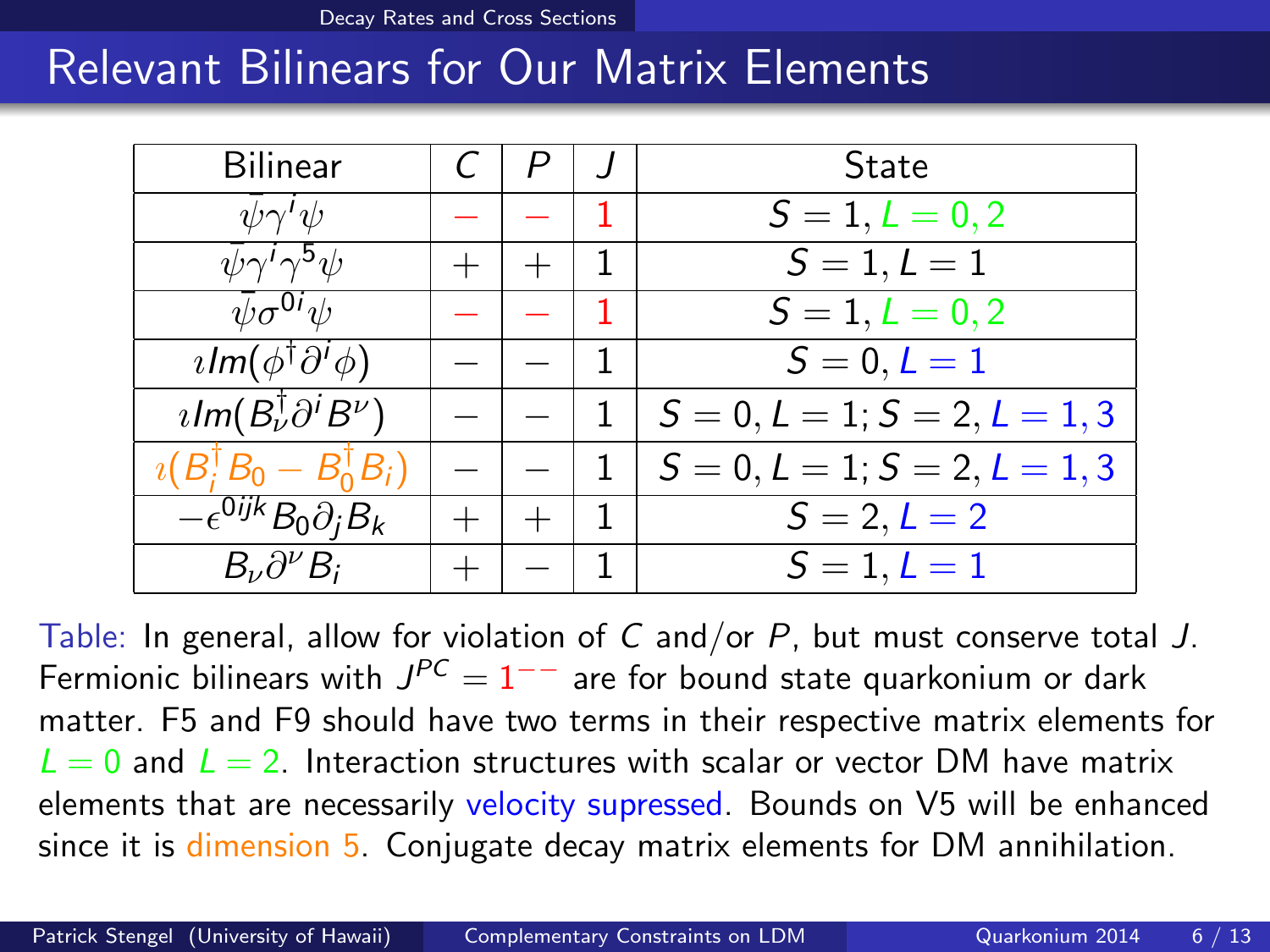# Relevant Bilinears for Our Matrix Elements

| Bilinear | $C$ | $P$ | $J$ | State |
|---|---|---|---|---|
| $\bar{\psi}\gamma^i\psi$ | $-$ | $-$ | 1 | $S=1, L=0,2$ |
| $\bar{\psi}\gamma^i\gamma^5\psi$ | $+$ | $+$ | 1 | $S=1, L=1$ |
| $\bar{\psi}\sigma^{0i}\psi$ | $-$ | $-$ | 1 | $S=1, L=0,2$ |
| $\imath Im(\phi^\dagger\partial^i\phi)$ | $-$ | $-$ | 1 | $S=0, L=1$ |
| $\imath Im(B_\nu^\dagger\partial^i B^\nu)$ | $-$ | $-$ | 1 | $S=0, L=1; S=2, L=1,3$ |
| $\imath(B_i^\dagger B_0 - B_0^\dagger B_i)$ | $-$ | $-$ | 1 | $S=0, L=1; S=2, L=1,3$ |
| $-\epsilon^{0ijk}B_0\partial_j B_k$ | $+$ | $+$ | 1 | $S=2, L=2$ |
| $B_\nu\partial^\nu B_i$ | $+$ | $-$ | 1 | $S=1, L=1$ |

Table: In general, allow for violation of $C$ and/or $P$, but must conserve total $J$. Fermionic bilinears with $J^{PC}=1^{--}$ are for bound state quarkonium or dark matter. F5 and F9 should have two terms in their respective matrix elements for $L=0$ and $L=2$. Interaction structures with scalar or vector DM have matrix elements that are necessarily velocity supressed. Bounds on V5 will be enhanced since it is dimension 5. Conjugate decay matrix elements for DM annihilation.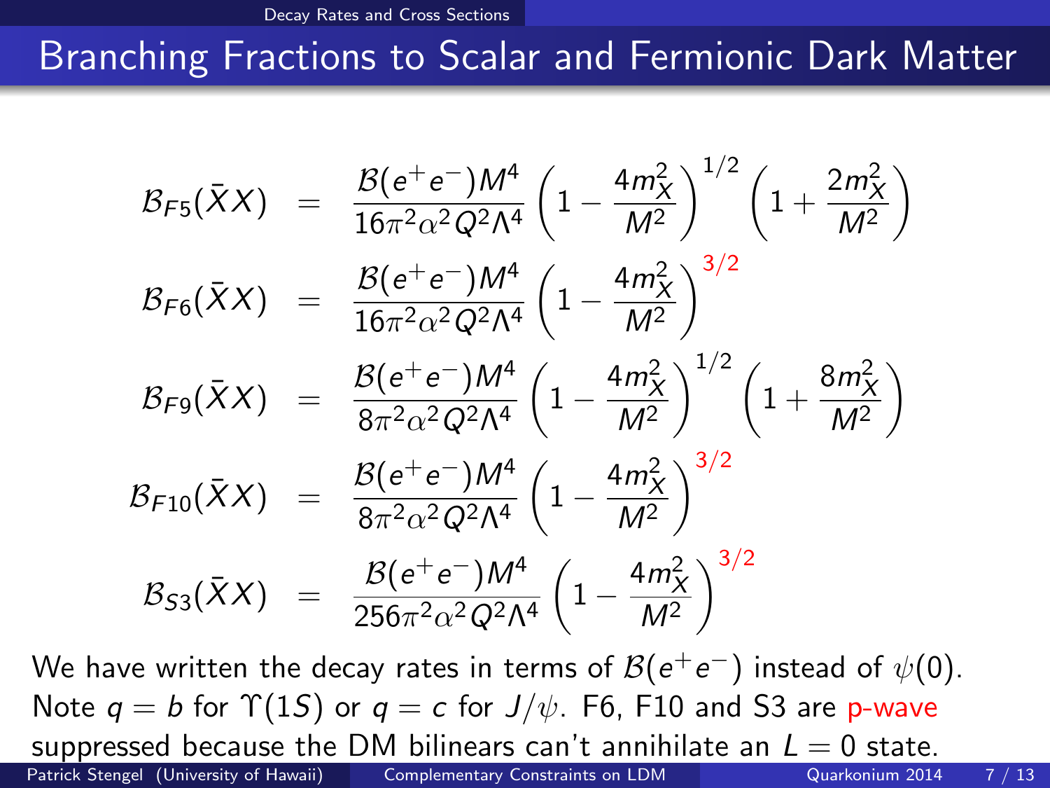# Branching Fractions to Scalar and Fermionic Dark Matter

$$
\begin{aligned}
\mathcal{B}_{F5}(\bar{X}X) &= \frac{\mathcal{B}(e^+e^-)M^4}{16\pi^2\alpha^2 Q^2\Lambda^4}\left(1-\frac{4m_X^2}{M^2}\right)^{1/2}\left(1+\frac{2m_X^2}{M^2}\right) \\
\mathcal{B}_{F6}(\bar{X}X) &= \frac{\mathcal{B}(e^+e^-)M^4}{16\pi^2\alpha^2 Q^2\Lambda^4}\left(1-\frac{4m_X^2}{M^2}\right)^{3/2} \\
\mathcal{B}_{F9}(\bar{X}X) &= \frac{\mathcal{B}(e^+e^-)M^4}{8\pi^2\alpha^2 Q^2\Lambda^4}\left(1-\frac{4m_X^2}{M^2}\right)^{1/2}\left(1+\frac{8m_X^2}{M^2}\right) \\
\mathcal{B}_{F10}(\bar{X}X) &= \frac{\mathcal{B}(e^+e^-)M^4}{8\pi^2\alpha^2 Q^2\Lambda^4}\left(1-\frac{4m_X^2}{M^2}\right)^{3/2} \\
\mathcal{B}_{S3}(\bar{X}X) &= \frac{\mathcal{B}(e^+e^-)M^4}{256\pi^2\alpha^2 Q^2\Lambda^4}\left(1-\frac{4m_X^2}{M^2}\right)^{3/2}
\end{aligned}
$$

We have written the decay rates in terms of $\mathcal{B}(e^+e^-)$ instead of $\psi(0)$. Note $q = b$ for $\Upsilon(1S)$ or $q = c$ for $J/\psi$. F6, F10 and S3 are p-wave suppressed because the DM bilinears can't annihilate an $L = 0$ state.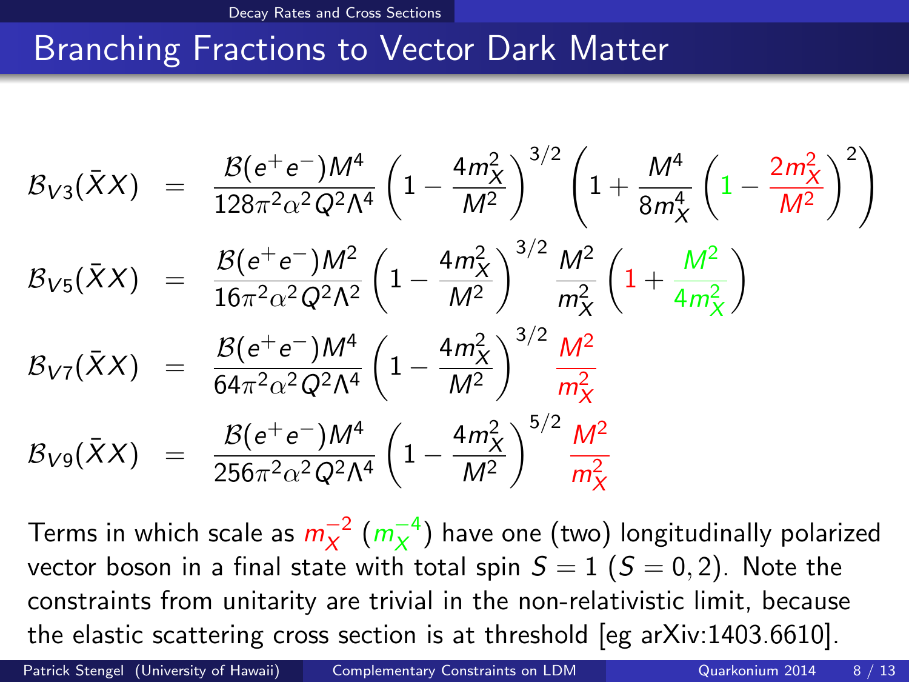## Branching Fractions to Vector Dark Matter

$$\mathcal{B}_{V3}(\bar{X}X) = \frac{\mathcal{B}(e^+e^-)M^4}{128\pi^2\alpha^2 Q^2 \Lambda^4}\left(1 - \frac{4m_X^2}{M^2}\right)^{3/2}\left(1 + \frac{M^4}{8m_X^4}\left(1 - \frac{2m_X^2}{M^2}\right)^2\right)$$

$$\mathcal{B}_{V5}(\bar{X}X) = \frac{\mathcal{B}(e^+e^-)M^2}{16\pi^2\alpha^2 Q^2 \Lambda^2}\left(1 - \frac{4m_X^2}{M^2}\right)^{3/2}\frac{M^2}{m_X^2}\left(1 + \frac{M^2}{4m_X^2}\right)$$

$$\mathcal{B}_{V7}(\bar{X}X) = \frac{\mathcal{B}(e^+e^-)M^4}{64\pi^2\alpha^2 Q^2 \Lambda^4}\left(1 - \frac{4m_X^2}{M^2}\right)^{3/2}\frac{M^2}{m_X^2}$$

$$\mathcal{B}_{V9}(\bar{X}X) = \frac{\mathcal{B}(e^+e^-)M^4}{256\pi^2\alpha^2 Q^2 \Lambda^4}\left(1 - \frac{4m_X^2}{M^2}\right)^{5/2}\frac{M^2}{m_X^2}$$

Terms in which scale as $m_X^{-2}$ ($m_X^{-4}$) have one (two) longitudinally polarized vector boson in a final state with total spin $S = 1$ ($S = 0, 2$). Note the constraints from unitarity are trivial in the non-relativistic limit, because the elastic scattering cross section is at threshold [eg arXiv:1403.6610].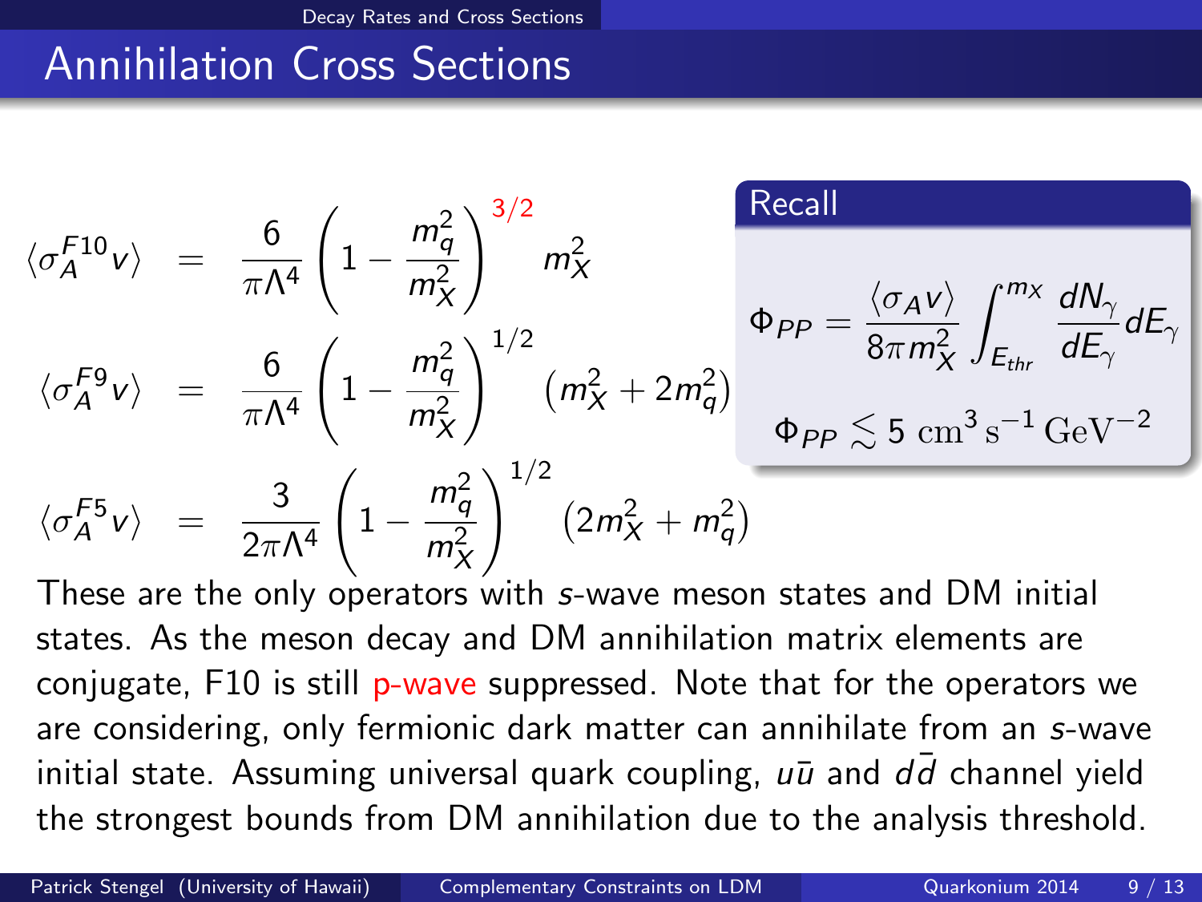# Annihilation Cross Sections

$$\langle \sigma_A^{F10} v \rangle = \frac{6}{\pi \Lambda^4} \left(1 - \frac{m_q^2}{m_X^2}\right)^{3/2} m_X^2$$

$$\langle \sigma_A^{F9} v \rangle = \frac{6}{\pi \Lambda^4} \left(1 - \frac{m_q^2}{m_X^2}\right)^{1/2} \left(m_X^2 + 2m_q^2\right)$$

$$\langle \sigma_A^{F5} v \rangle = \frac{3}{2\pi \Lambda^4} \left(1 - \frac{m_q^2}{m_X^2}\right)^{1/2} \left(2m_X^2 + m_q^2\right)$$

**Recall**

$$\Phi_{PP} = \frac{\langle \sigma_A v \rangle}{8\pi m_X^2} \int_{E_{thr}}^{m_X} \frac{dN_\gamma}{dE_\gamma} dE_\gamma$$

$$\Phi_{PP} \lesssim 5 \ \mathrm{cm}^3 \, \mathrm{s}^{-1} \, \mathrm{GeV}^{-2}$$

These are the only operators with *s*-wave meson states and DM initial states. As the meson decay and DM annihilation matrix elements are conjugate, F10 is still p-wave suppressed. Note that for the operators we are considering, only fermionic dark matter can annihilate from an *s*-wave initial state. Assuming universal quark coupling, $u\bar{u}$ and $d\bar{d}$ channel yield the strongest bounds from DM annihilation due to the analysis threshold.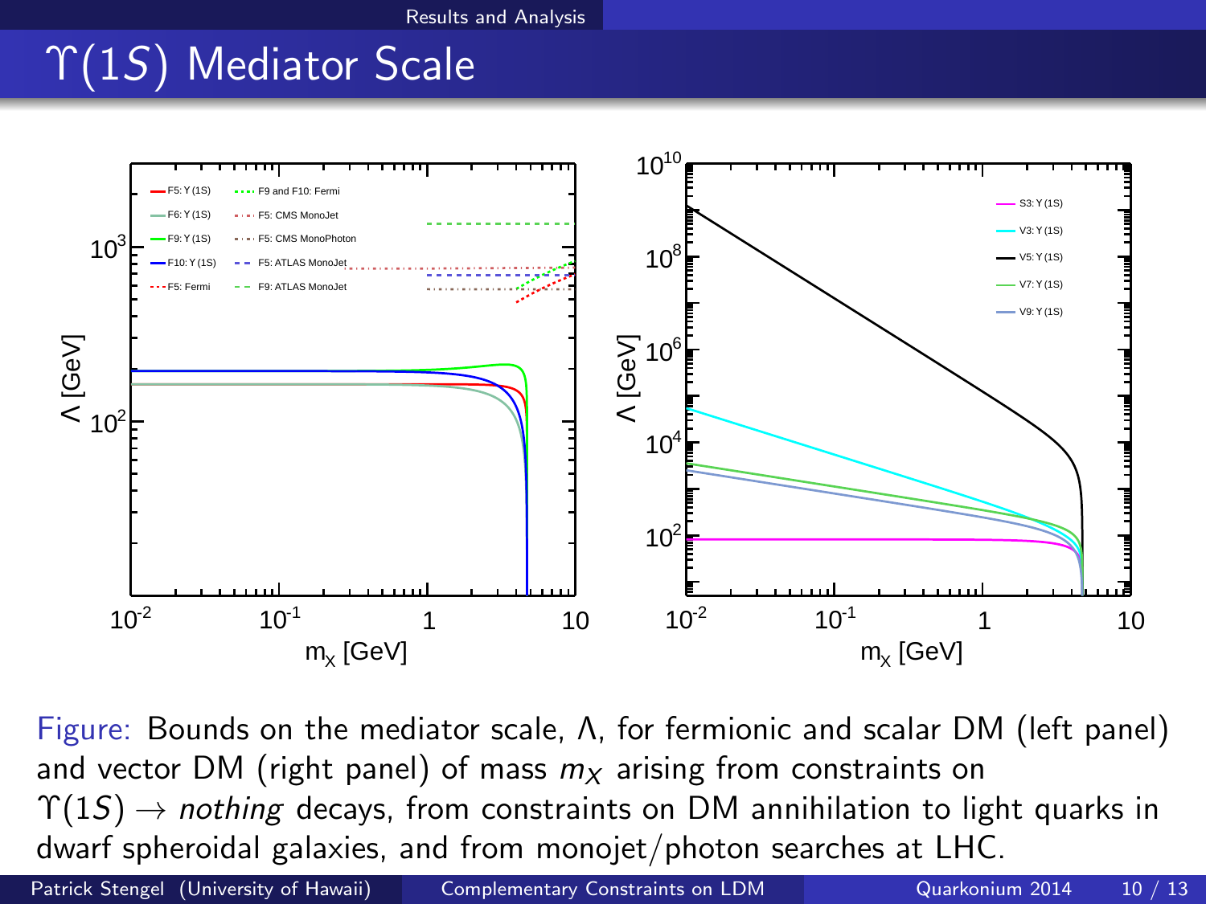# $\Upsilon(1S)$ Mediator Scale

Figure: Bounds on the mediator scale, $\Lambda$, for fermionic and scalar DM (left panel) and vector DM (right panel) of mass $m_X$ arising from constraints on $\Upsilon(1S) \to$ *nothing* decays, from constraints on DM annihilation to light quarks in dwarf spheroidal galaxies, and from monojet/photon searches at LHC.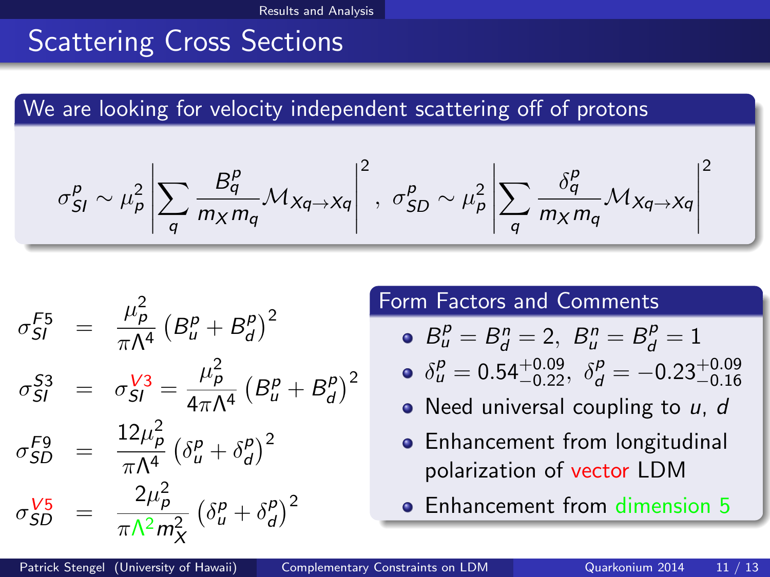# Scattering Cross Sections

## We are looking for velocity independent scattering off of protons

$$\sigma^p_{SI} \sim \mu_p^2 \left| \sum_q \frac{B^p_q}{m_X m_q} \mathcal{M}_{Xq\to Xq} \right|^2, \quad \sigma^p_{SD} \sim \mu_p^2 \left| \sum_q \frac{\delta^p_q}{m_X m_q} \mathcal{M}_{Xq\to Xq} \right|^2$$

$$\sigma^{F5}_{SI} = \frac{\mu_p^2}{\pi \Lambda^4} \left(B^p_u + B^p_d\right)^2$$

$$\sigma^{S3}_{SI} = \sigma^{V3}_{SI} = \frac{\mu_p^2}{4\pi \Lambda^4} \left(B^p_u + B^p_d\right)^2$$

$$\sigma^{F9}_{SD} = \frac{12\mu_p^2}{\pi \Lambda^4} \left(\delta^p_u + \delta^p_d\right)^2$$

$$\sigma^{V5}_{SD} = \frac{2\mu_p^2}{\pi \Lambda^2 m_X^2} \left(\delta^p_u + \delta^p_d\right)^2$$

## Form Factors and Comments

- $B^p_u = B^n_d = 2, \; B^n_u = B^p_d = 1$
- $\delta^p_u = 0.54^{+0.09}_{-0.22}, \; \delta^p_d = -0.23^{+0.09}_{-0.16}$
- Need universal coupling to $u$, $d$
- Enhancement from longitudinal polarization of vector LDM
- Enhancement from dimension 5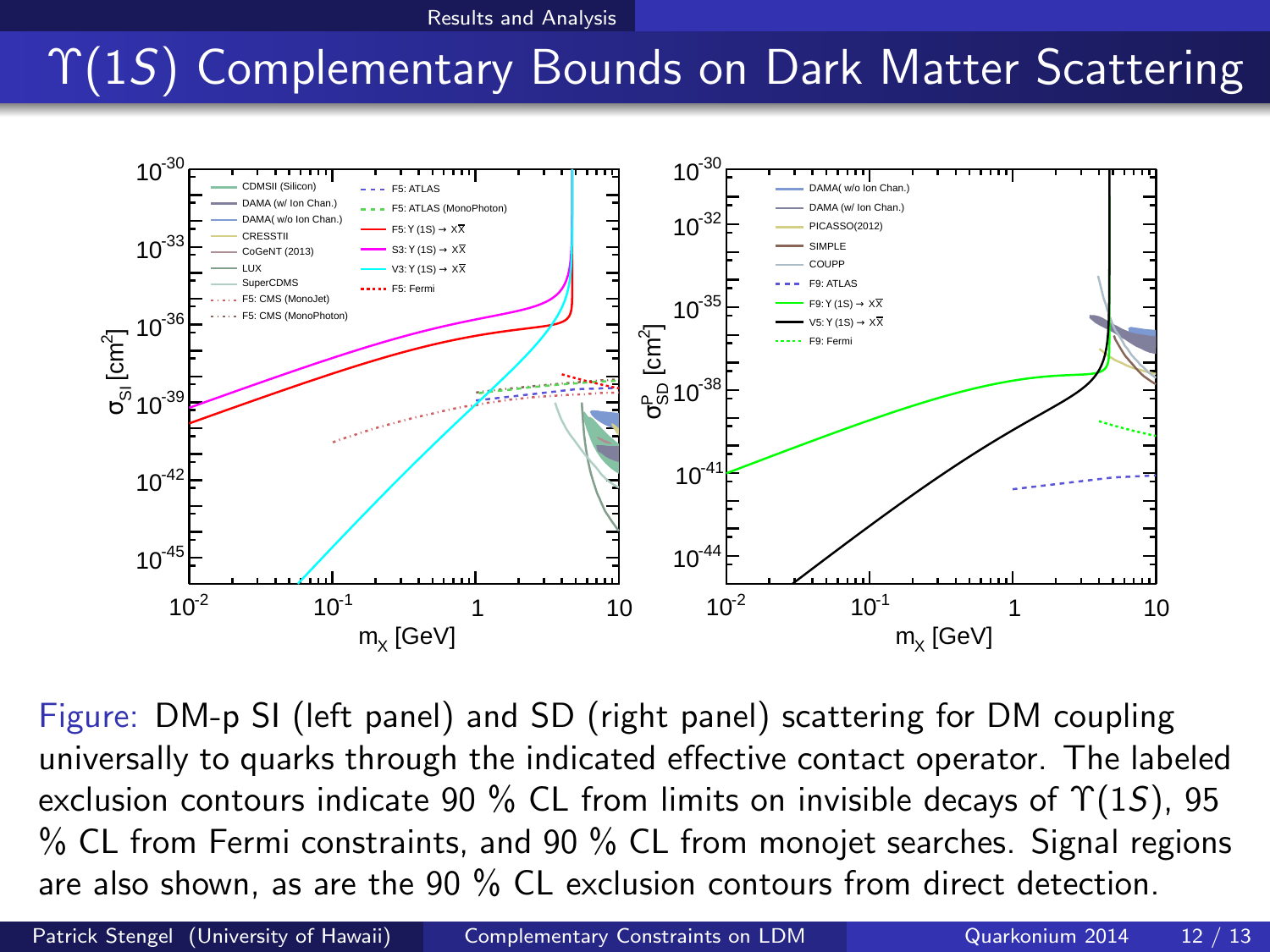# $\Upsilon(1S)$ Complementary Bounds on Dark Matter Scattering

Figure: DM-p SI (left panel) and SD (right panel) scattering for DM coupling universally to quarks through the indicated effective contact operator. The labeled exclusion contours indicate 90 % CL from limits on invisible decays of $\Upsilon(1S)$, 95 % CL from Fermi constraints, and 90 % CL from monojet searches. Signal regions are also shown, as are the 90 % CL exclusion contours from direct detection.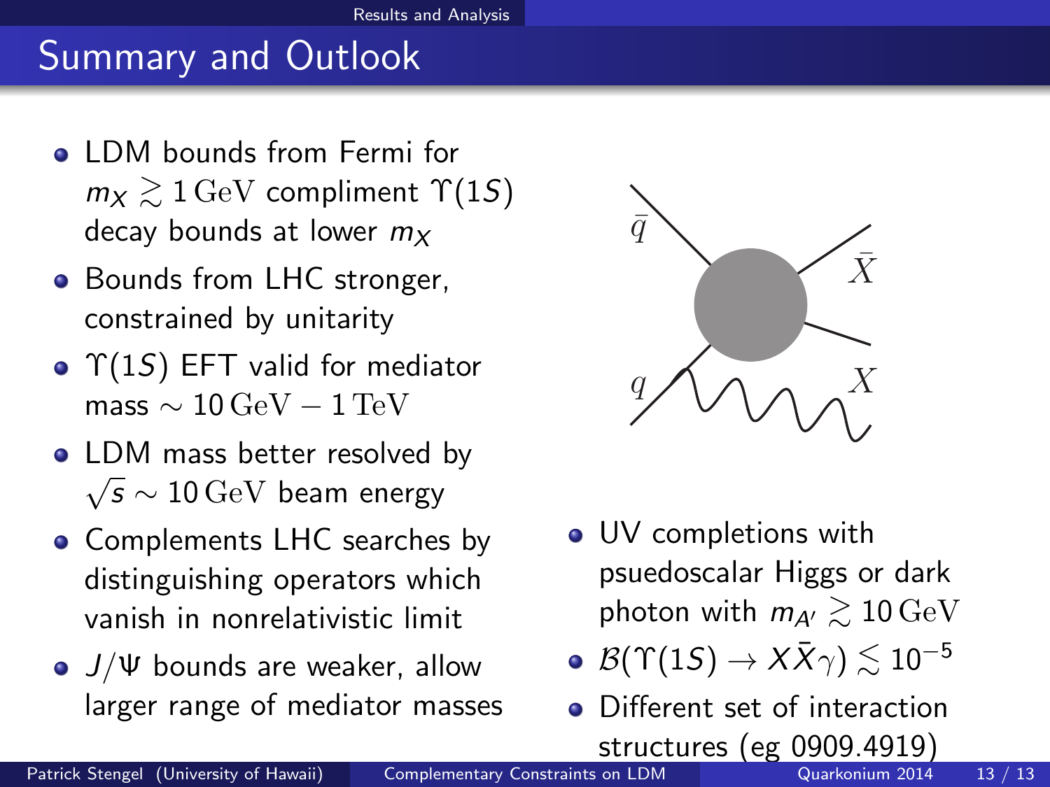# Summary and Outlook

- LDM bounds from Fermi for $m_X \gtrsim 1\,\mathrm{GeV}$ compliment $\Upsilon(1S)$ decay bounds at lower $m_X$
- Bounds from LHC stronger, constrained by unitarity
- $\Upsilon(1S)$ EFT valid for mediator mass $\sim 10\,\mathrm{GeV} - 1\,\mathrm{TeV}$
- LDM mass better resolved by $\sqrt{s} \sim 10\,\mathrm{GeV}$ beam energy
- Complements LHC searches by distinguishing operators which vanish in nonrelativistic limit
- $J/\Psi$ bounds are weaker, allow larger range of mediator masses
- UV completions with psuedoscalar Higgs or dark photon with $m_{A'} \gtrsim 10\,\mathrm{GeV}$
- $\mathcal{B}(\Upsilon(1S) \to X\bar{X}\gamma) \lesssim 10^{-5}$
- Different set of interaction structures (eg 0909.4919)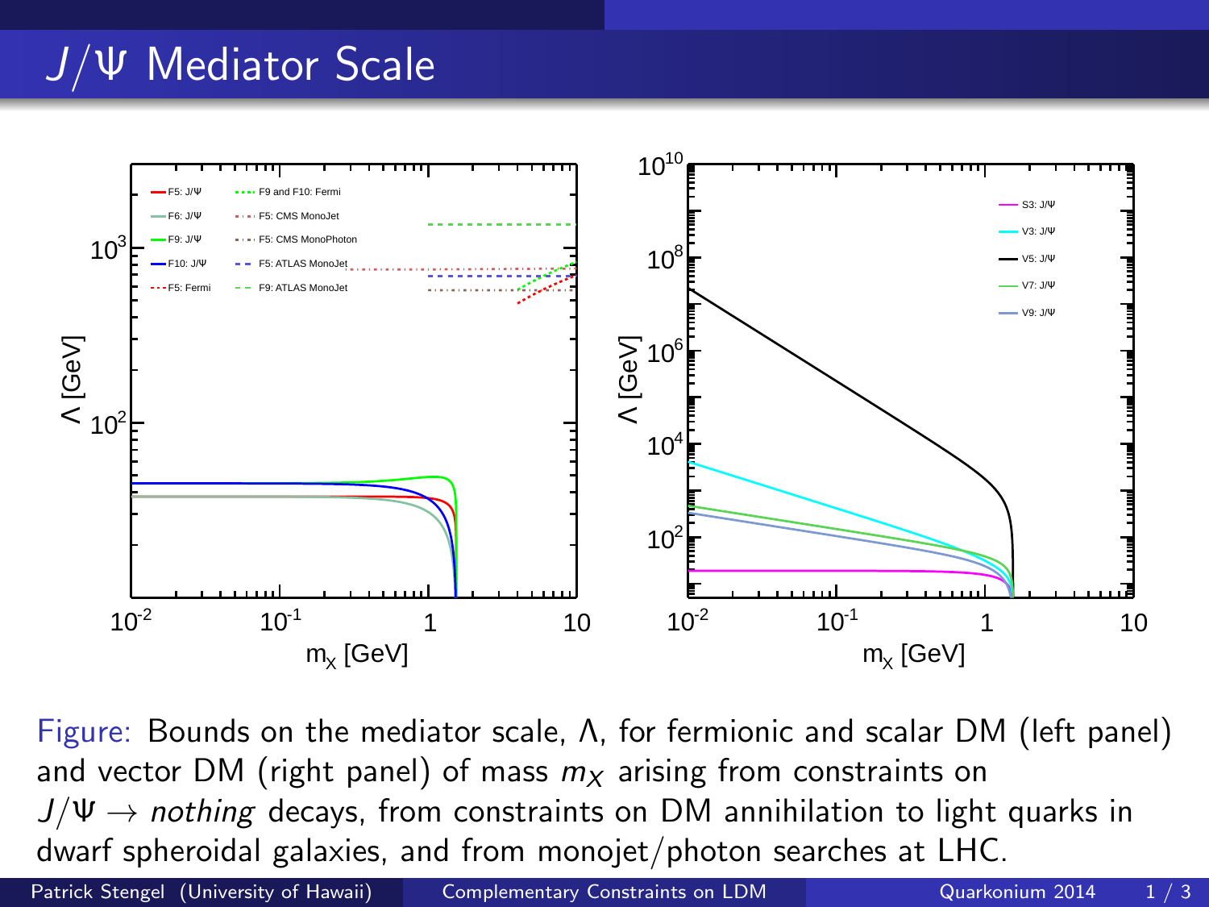# $J/\Psi$ Mediator Scale

Figure: Bounds on the mediator scale, $\Lambda$, for fermionic and scalar DM (left panel) and vector DM (right panel) of mass $m_X$ arising from constraints on $J/\Psi \rightarrow$ *nothing* decays, from constraints on DM annihilation to light quarks in dwarf spheroidal galaxies, and from monojet/photon searches at LHC.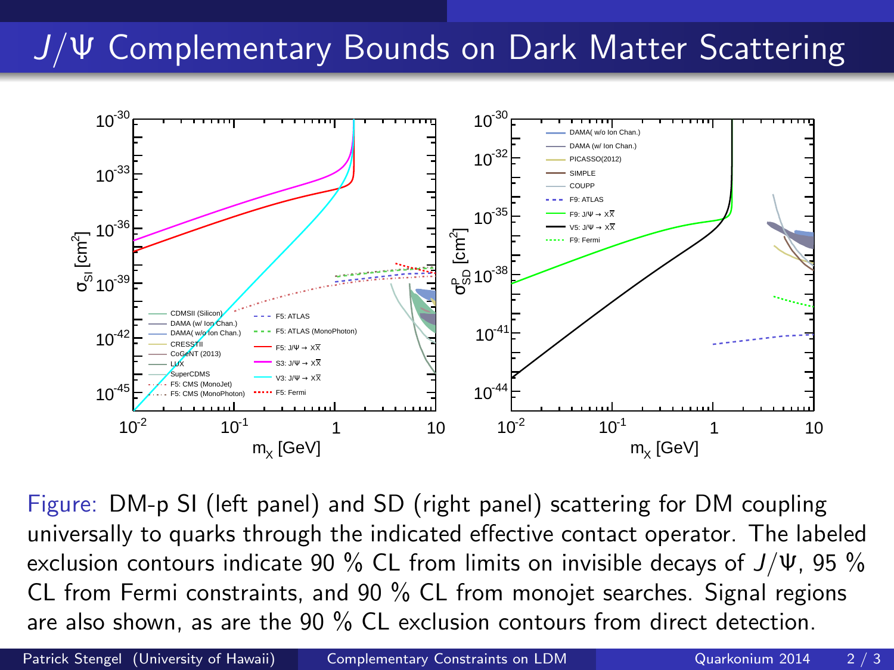# $J/\Psi$ Complementary Bounds on Dark Matter Scattering

Figure: DM-p SI (left panel) and SD (right panel) scattering for DM coupling universally to quarks through the indicated effective contact operator. The labeled exclusion contours indicate 90 % CL from limits on invisible decays of $J/\Psi$, 95 % CL from Fermi constraints, and 90 % CL from monojet searches. Signal regions are also shown, as are the 90 % CL exclusion contours from direct detection.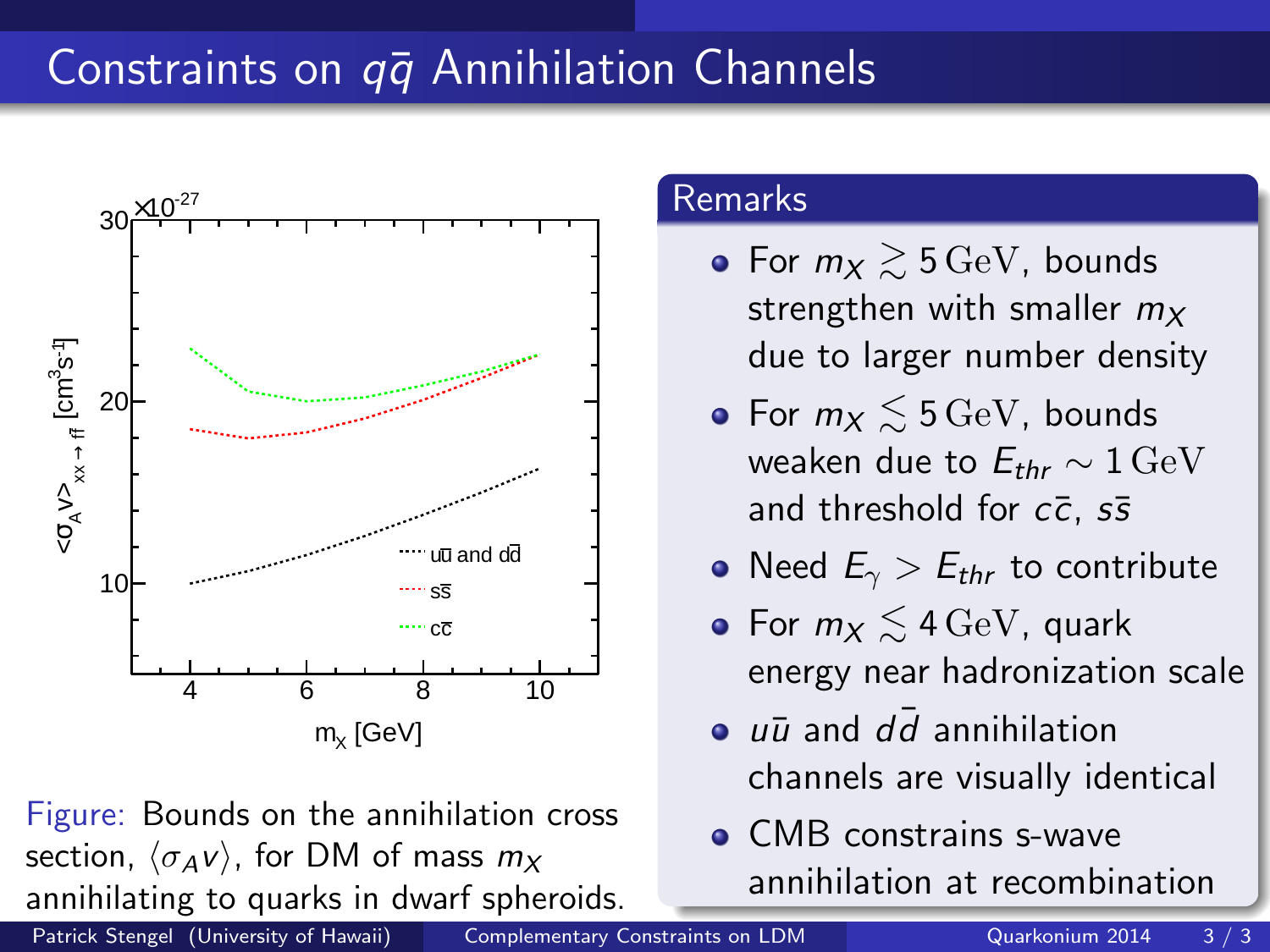# Constraints on $q\bar{q}$ Annihilation Channels

$\times 10^{-27}$

30

20

10

$\langle\sigma_A v\rangle_{xx\to f\bar{f}}$ [cm$^3$s$^{-1}$]

4

6

8

10

$m_X$ [GeV]

$u\bar{u}$ and $d\bar{d}$

$s\bar{s}$

$c\bar{c}$

Figure: Bounds on the annihilation cross section, $\langle\sigma_A v\rangle$, for DM of mass $m_X$ annihilating to quarks in dwarf spheroids.

## Remarks

- For $m_X \gtrsim 5\,\text{GeV}$, bounds strengthen with smaller $m_X$ due to larger number density
- For $m_X \lesssim 5\,\text{GeV}$, bounds weaken due to $E_{thr} \sim 1\,\text{GeV}$ and threshold for $c\bar{c}$, $s\bar{s}$
- Need $E_\gamma > E_{thr}$ to contribute
- For $m_X \lesssim 4\,\text{GeV}$, quark energy near hadronization scale
- $u\bar{u}$ and $d\bar{d}$ annihilation channels are visually identical
- CMB constrains s-wave annihilation at recombination